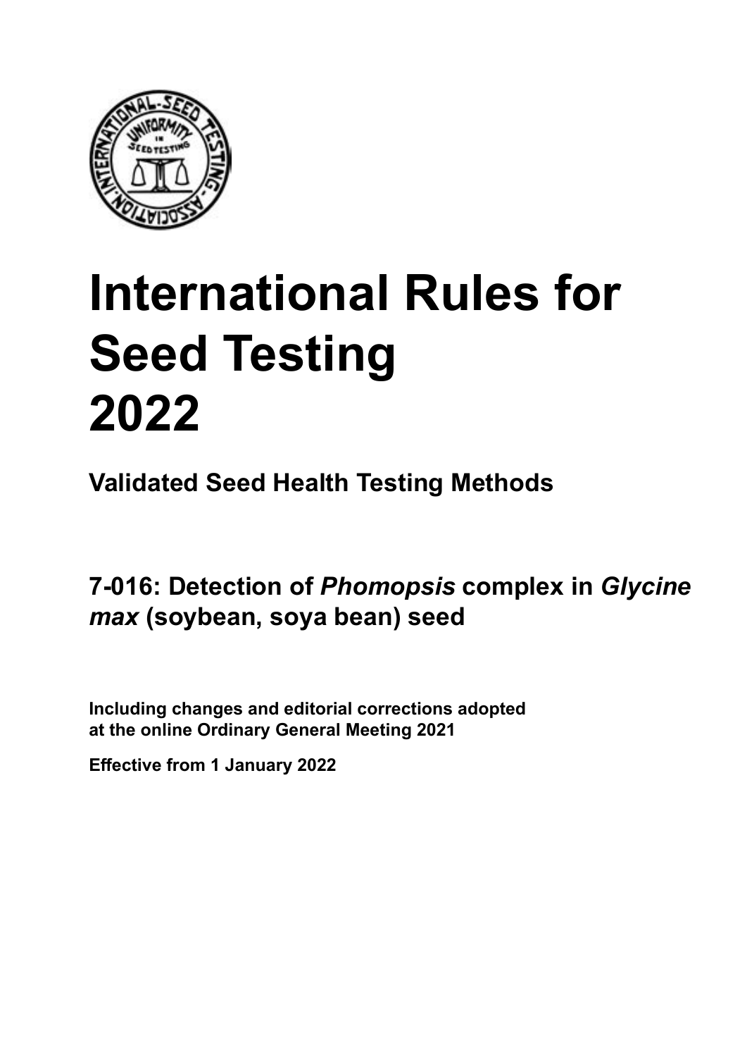# International Rules for Seed Testing 2022

## Validated Seed Health Testing Methods

## 7-016: Detection of *Phomopsis* complex in *Glycine max* (soybean, soya bean) seed

**Including changes and editorial corrections adopted at the online Ordinary General Meeting 2021**

**Effective from 1 January 2022**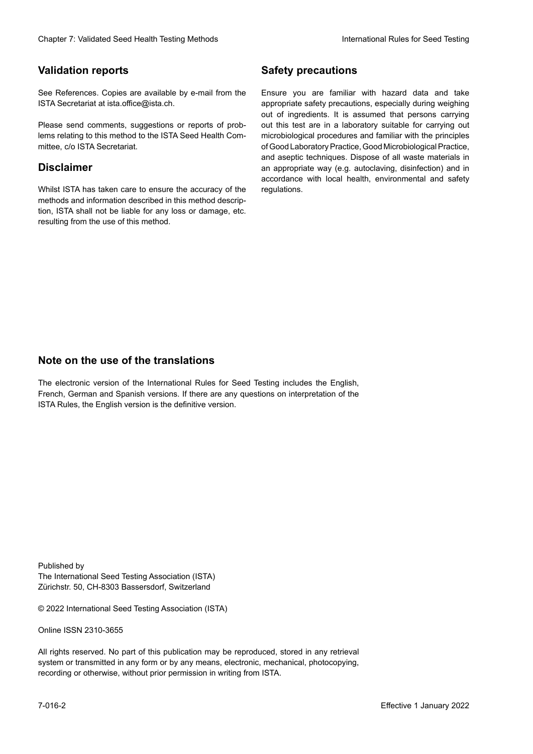## Validation reports

See References. Copies are available by e-mail from the ISTA Secretariat at ista.office@ista.ch.

Please send comments, suggestions or reports of problems relating to this method to the ISTA Seed Health Committee, c/o ISTA Secretariat.

## Disclaimer

Whilst ISTA has taken care to ensure the accuracy of the methods and information described in this method description, ISTA shall not be liable for any loss or damage, etc. resulting from the use of this method.

## Safety precautions

Ensure you are familiar with hazard data and take appropriate safety precautions, especially during weighing out of ingredients. It is assumed that persons carrying out this test are in a laboratory suitable for carrying out microbiological procedures and familiar with the principles of Good Laboratory Practice, Good Microbiological Practice, and aseptic techniques. Dispose of all waste materials in an appropriate way (e.g. autoclaving, disinfection) and in accordance with local health, environmental and safety regulations.

## Note on the use of the translations

The electronic version of the International Rules for Seed Testing includes the English, French, German and Spanish versions. If there are any questions on interpretation of the ISTA Rules, the English version is the definitive version.

Published by
The International Seed Testing Association (ISTA)
Zürichstr. 50, CH-8303 Bassersdorf, Switzerland

© 2022 International Seed Testing Association (ISTA)

Online ISSN 2310-3655

All rights reserved. No part of this publication may be reproduced, stored in any retrieval system or transmitted in any form or by any means, electronic, mechanical, photocopying, recording or otherwise, without prior permission in writing from ISTA.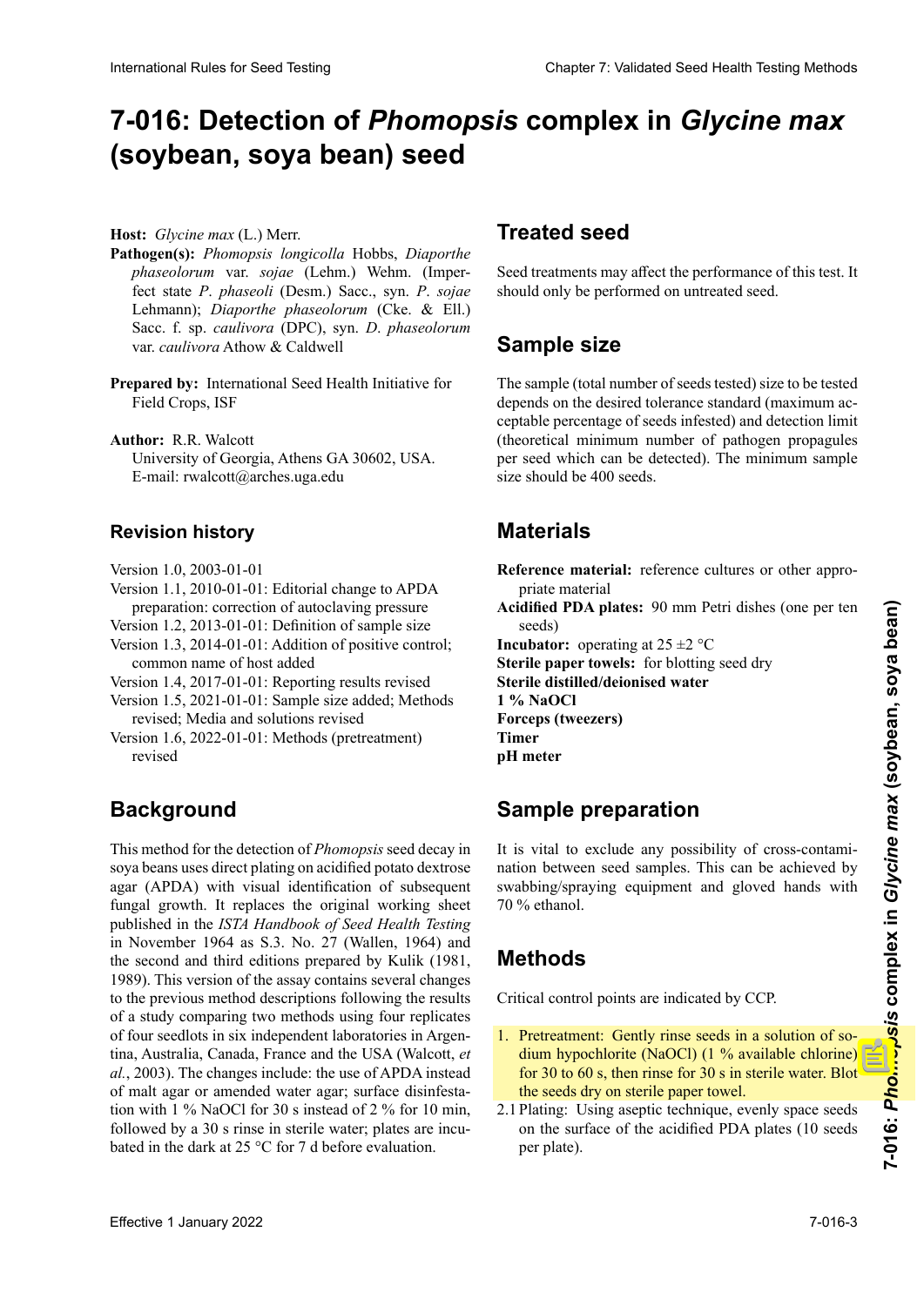# 7-016: Detection of *Phomopsis* complex in *Glycine max* (soybean, soya bean) seed

**Host:** *Glycine max* (L.) Merr.

**Pathogen(s):** *Phomopsis longicolla* Hobbs, *Diaporthe phaseolorum* var. *sojae* (Lehm.) Wehm. (Imperfect state *P. phaseoli* (Desm.) Sacc., syn. *P. sojae* Lehmann); *Diaporthe phaseolorum* (Cke. & Ell.) Sacc. f. sp. *caulivora* (DPC), syn. *D. phaseolorum* var. *caulivora* Athow & Caldwell

**Prepared by:** International Seed Health Initiative for Field Crops, ISF

**Author:** R.R. Walcott
University of Georgia, Athens GA 30602, USA.
E-mail: rwalcott@arches.uga.edu

## Revision history

Version 1.0, 2003-01-01
Version 1.1, 2010-01-01: Editorial change to APDA preparation: correction of autoclaving pressure
Version 1.2, 2013-01-01: Definition of sample size
Version 1.3, 2014-01-01: Addition of positive control; common name of host added
Version 1.4, 2017-01-01: Reporting results revised
Version 1.5, 2021-01-01: Sample size added; Methods revised; Media and solutions revised
Version 1.6, 2022-01-01: Methods (pretreatment) revised

## Background

This method for the detection of *Phomopsis* seed decay in soya beans uses direct plating on acidified potato dextrose agar (APDA) with visual identification of subsequent fungal growth. It replaces the original working sheet published in the *ISTA Handbook of Seed Health Testing* in November 1964 as S.3. No. 27 (Wallen, 1964) and the second and third editions prepared by Kulik (1981, 1989). This version of the assay contains several changes to the previous method descriptions following the results of a study comparing two methods using four replicates of four seedlots in six independent laboratories in Argentina, Australia, Canada, France and the USA (Walcott, *et al.*, 2003). The changes include: the use of APDA instead of malt agar or amended water agar; surface disinfestation with 1 % NaOCl for 30 s instead of 2 % for 10 min, followed by a 30 s rinse in sterile water; plates are incubated in the dark at 25 °C for 7 d before evaluation.

## Treated seed

Seed treatments may affect the performance of this test. It should only be performed on untreated seed.

## Sample size

The sample (total number of seeds tested) size to be tested depends on the desired tolerance standard (maximum acceptable percentage of seeds infested) and detection limit (theoretical minimum number of pathogen propagules per seed which can be detected). The minimum sample size should be 400 seeds.

## Materials

**Reference material:** reference cultures or other appropriate material
**Acidified PDA plates:** 90 mm Petri dishes (one per ten seeds)
**Incubator:** operating at 25 ±2 °C
**Sterile paper towels:** for blotting seed dry
**Sterile distilled/deionised water**
**1 % NaOCl**
**Forceps (tweezers)**
**Timer**
**pH meter**

## Sample preparation

It is vital to exclude any possibility of cross-contamination between seed samples. This can be achieved by swabbing/spraying equipment and gloved hands with 70 % ethanol.

## Methods

Critical control points are indicated by CCP.

1. Pretreatment: Gently rinse seeds in a solution of sodium hypochlorite (NaOCl) (1 % available chlorine) for 30 to 60 s, then rinse for 30 s in sterile water. Blot the seeds dry on sterile paper towel.

2.1 Plating: Using aseptic technique, evenly space seeds on the surface of the acidified PDA plates (10 seeds per plate).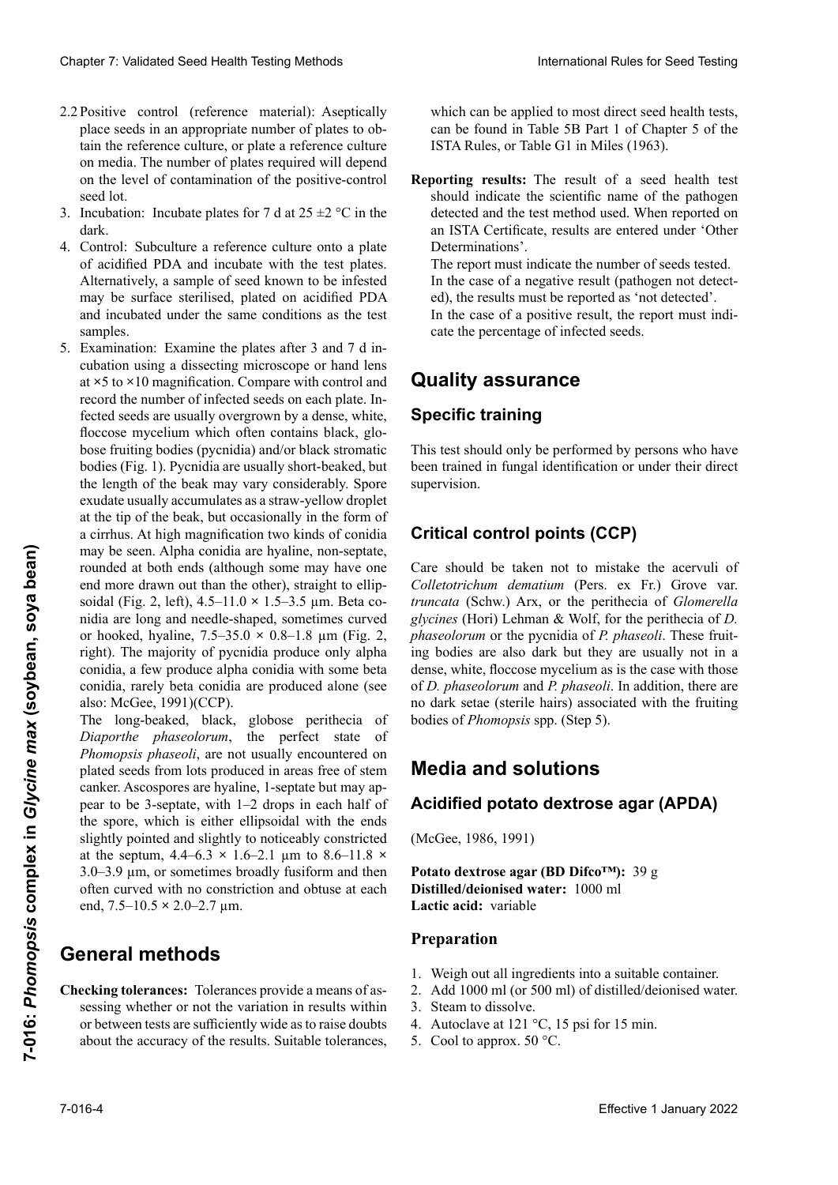2.2 Positive control (reference material): Aseptically place seeds in an appropriate number of plates to obtain the reference culture, or plate a reference culture on media. The number of plates required will depend on the level of contamination of the positive-control seed lot.

3. Incubation: Incubate plates for 7 d at 25 ±2 °C in the dark.

4. Control: Subculture a reference culture onto a plate of acidified PDA and incubate with the test plates. Alternatively, a sample of seed known to be infested may be surface sterilised, plated on acidified PDA and incubated under the same conditions as the test samples.

5. Examination: Examine the plates after 3 and 7 d incubation using a dissecting microscope or hand lens at ×5 to ×10 magnification. Compare with control and record the number of infected seeds on each plate. Infected seeds are usually overgrown by a dense, white, floccose mycelium which often contains black, globose fruiting bodies (pycnidia) and/or black stromatic bodies (Fig. 1). Pycnidia are usually short-beaked, but the length of the beak may vary considerably. Spore exudate usually accumulates as a straw-yellow droplet at the tip of the beak, but occasionally in the form of a cirrhus. At high magnification two kinds of conidia may be seen. Alpha conidia are hyaline, non-septate, rounded at both ends (although some may have one end more drawn out than the other), straight to ellipsoidal (Fig. 2, left), 4.5–11.0 × 1.5–3.5 µm. Beta conidia are long and needle-shaped, sometimes curved or hooked, hyaline, 7.5–35.0 × 0.8–1.8 µm (Fig. 2, right). The majority of pycnidia produce only alpha conidia, a few produce alpha conidia with some beta conidia, rarely beta conidia are produced alone (see also: McGee, 1991)(CCP).

   The long-beaked, black, globose perithecia of *Diaporthe phaseolorum*, the perfect state of *Phomopsis phaseoli*, are not usually encountered on plated seeds from lots produced in areas free of stem canker. Ascospores are hyaline, 1-septate but may appear to be 3-septate, with 1–2 drops in each half of the spore, which is either ellipsoidal with the ends slightly pointed and slightly to noticeably constricted at the septum, 4.4–6.3 × 1.6–2.1 µm to 8.6–11.8 × 3.0–3.9 µm, or sometimes broadly fusiform and then often curved with no constriction and obtuse at each end, 7.5–10.5 × 2.0–2.7 µm.

## General methods

**Checking tolerances:** Tolerances provide a means of assessing whether or not the variation in results within or between tests are sufficiently wide as to raise doubts about the accuracy of the results. Suitable tolerances, which can be applied to most direct seed health tests, can be found in Table 5B Part 1 of Chapter 5 of the ISTA Rules, or Table G1 in Miles (1963).

**Reporting results:** The result of a seed health test should indicate the scientific name of the pathogen detected and the test method used. When reported on an ISTA Certificate, results are entered under 'Other Determinations'.

The report must indicate the number of seeds tested.

In the case of a negative result (pathogen not detected), the results must be reported as 'not detected'.

In the case of a positive result, the report must indicate the percentage of infected seeds.

## Quality assurance

### Specific training

This test should only be performed by persons who have been trained in fungal identification or under their direct supervision.

### Critical control points (CCP)

Care should be taken not to mistake the acervuli of *Colletotrichum dematium* (Pers. ex Fr.) Grove var. *truncata* (Schw.) Arx, or the perithecia of *Glomerella glycines* (Hori) Lehman & Wolf, for the perithecia of *D. phaseolorum* or the pycnidia of *P. phaseoli*. These fruiting bodies are also dark but they are usually not in a dense, white, floccose mycelium as is the case with those of *D. phaseolorum* and *P. phaseoli*. In addition, there are no dark setae (sterile hairs) associated with the fruiting bodies of *Phomopsis* spp. (Step 5).

## Media and solutions

### Acidified potato dextrose agar (APDA)

(McGee, 1986, 1991)

**Potato dextrose agar (BD Difco™):** 39 g
**Distilled/deionised water:** 1000 ml
**Lactic acid:** variable

#### Preparation

1. Weigh out all ingredients into a suitable container.
2. Add 1000 ml (or 500 ml) of distilled/deionised water.
3. Steam to dissolve.
4. Autoclave at 121 °C, 15 psi for 15 min.
5. Cool to approx. 50 °C.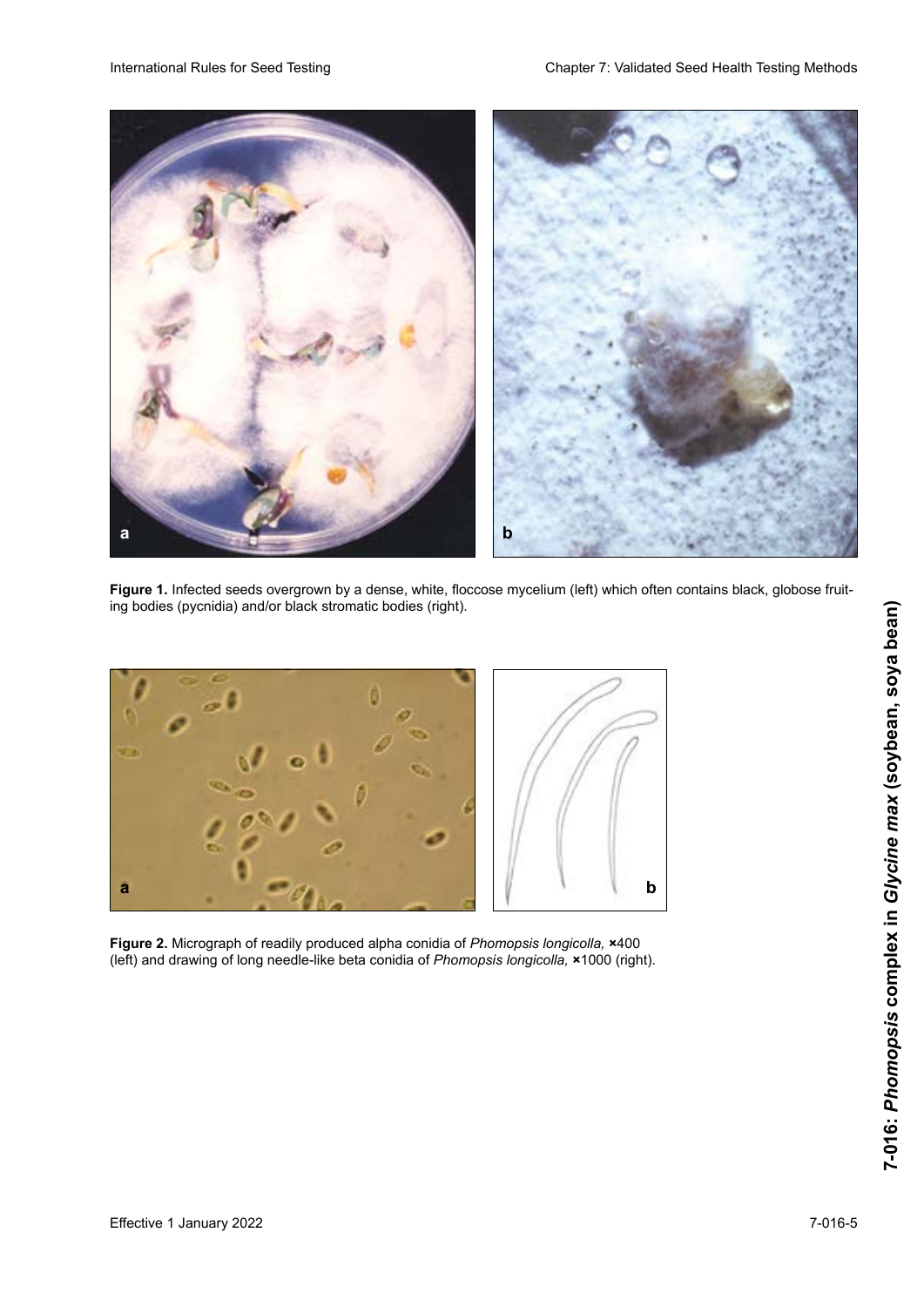**Figure 1.** Infected seeds overgrown by a dense, white, floccose mycelium (left) which often contains black, globose fruiting bodies (pycnidia) and/or black stromatic bodies (right).

**Figure 2.** Micrograph of readily produced alpha conidia of *Phomopsis longicolla,* ×400 (left) and drawing of long needle-like beta conidia of *Phomopsis longicolla,* ×1000 (right).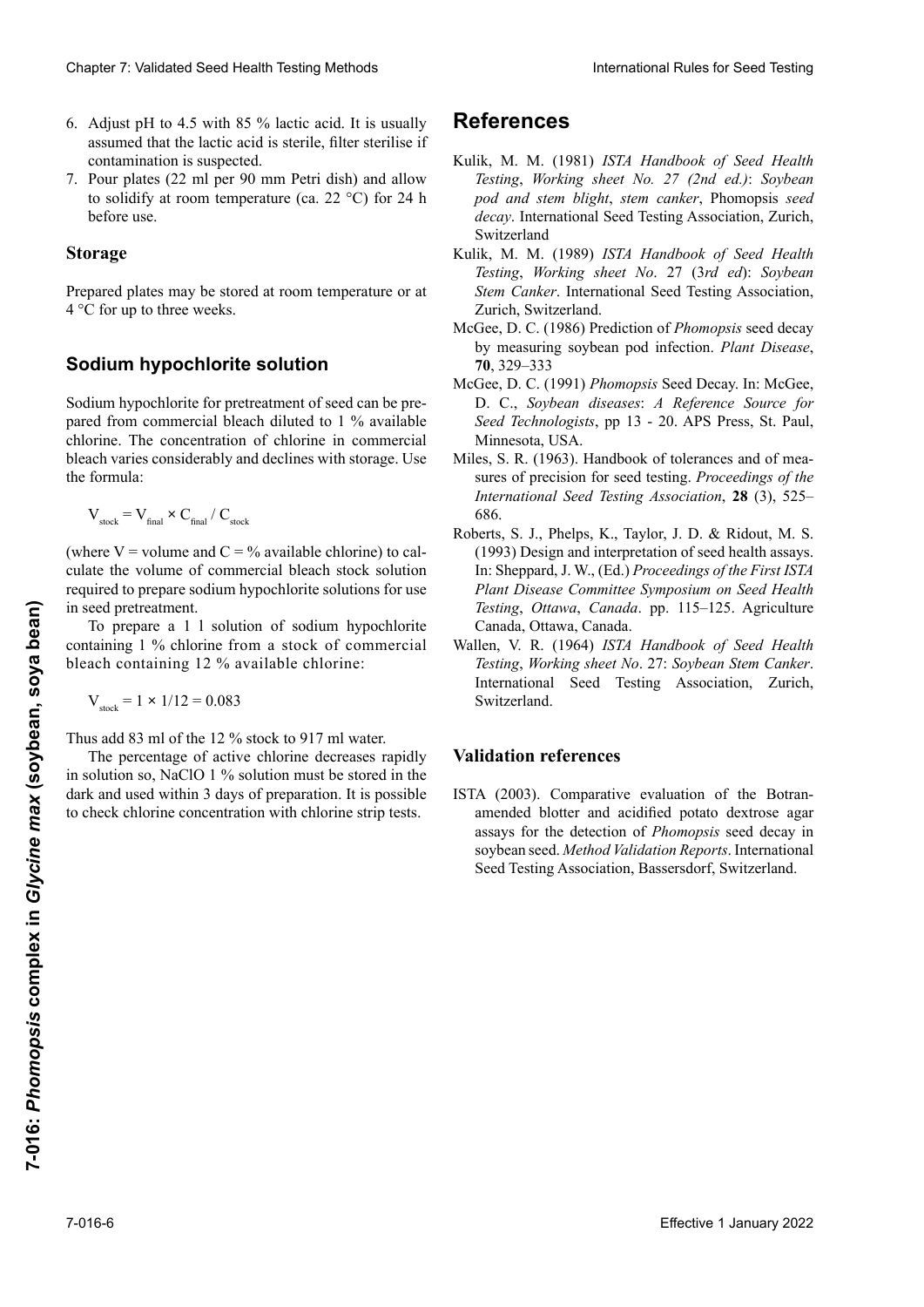6. Adjust pH to 4.5 with 85 % lactic acid. It is usually assumed that the lactic acid is sterile, filter sterilise if contamination is suspected.
7. Pour plates (22 ml per 90 mm Petri dish) and allow to solidify at room temperature (ca. 22 °C) for 24 h before use.

### Storage

Prepared plates may be stored at room temperature or at 4 °C for up to three weeks.

## Sodium hypochlorite solution

Sodium hypochlorite for pretreatment of seed can be prepared from commercial bleach diluted to 1 % available chlorine. The concentration of chlorine in commercial bleach varies considerably and declines with storage. Use the formula:

$$V_{stock} = V_{final} \times C_{final} / C_{stock}$$

(where V = volume and C = % available chlorine) to calculate the volume of commercial bleach stock solution required to prepare sodium hypochlorite solutions for use in seed pretreatment.

To prepare a 1 l solution of sodium hypochlorite containing 1 % chlorine from a stock of commercial bleach containing 12 % available chlorine:

$$V_{stock} = 1 \times 1/12 = 0.083$$

Thus add 83 ml of the 12 % stock to 917 ml water.

The percentage of active chlorine decreases rapidly in solution so, NaClO 1 % solution must be stored in the dark and used within 3 days of preparation. It is possible to check chlorine concentration with chlorine strip tests.

# References

Kulik, M. M. (1981) *ISTA Handbook of Seed Health Testing*, *Working sheet No. 27 (2nd ed.)*: *Soybean pod and stem blight*, *stem canker*, Phomopsis *seed decay*. International Seed Testing Association, Zurich, Switzerland

Kulik, M. M. (1989) *ISTA Handbook of Seed Health Testing*, *Working sheet No*. 27 (3*rd ed*): *Soybean Stem Canker*. International Seed Testing Association, Zurich, Switzerland.

McGee, D. C. (1986) Prediction of *Phomopsis* seed decay by measuring soybean pod infection. *Plant Disease*, **70**, 329–333

McGee, D. C. (1991) *Phomopsis* Seed Decay. In: McGee, D. C., *Soybean diseases*: *A Reference Source for Seed Technologists*, pp 13 - 20. APS Press, St. Paul, Minnesota, USA.

Miles, S. R. (1963). Handbook of tolerances and of measures of precision for seed testing. *Proceedings of the International Seed Testing Association*, **28** (3), 525–686.

Roberts, S. J., Phelps, K., Taylor, J. D. & Ridout, M. S. (1993) Design and interpretation of seed health assays. In: Sheppard, J. W., (Ed.) *Proceedings of the First ISTA Plant Disease Committee Symposium on Seed Health Testing*, *Ottawa*, *Canada*. pp. 115–125. Agriculture Canada, Ottawa, Canada.

Wallen, V. R. (1964) *ISTA Handbook of Seed Health Testing*, *Working sheet No*. 27: *Soybean Stem Canker*. International Seed Testing Association, Zurich, Switzerland.

## Validation references

ISTA (2003). Comparative evaluation of the Botran-amended blotter and acidified potato dextrose agar assays for the detection of *Phomopsis* seed decay in soybean seed. *Method Validation Reports*. International Seed Testing Association, Bassersdorf, Switzerland.